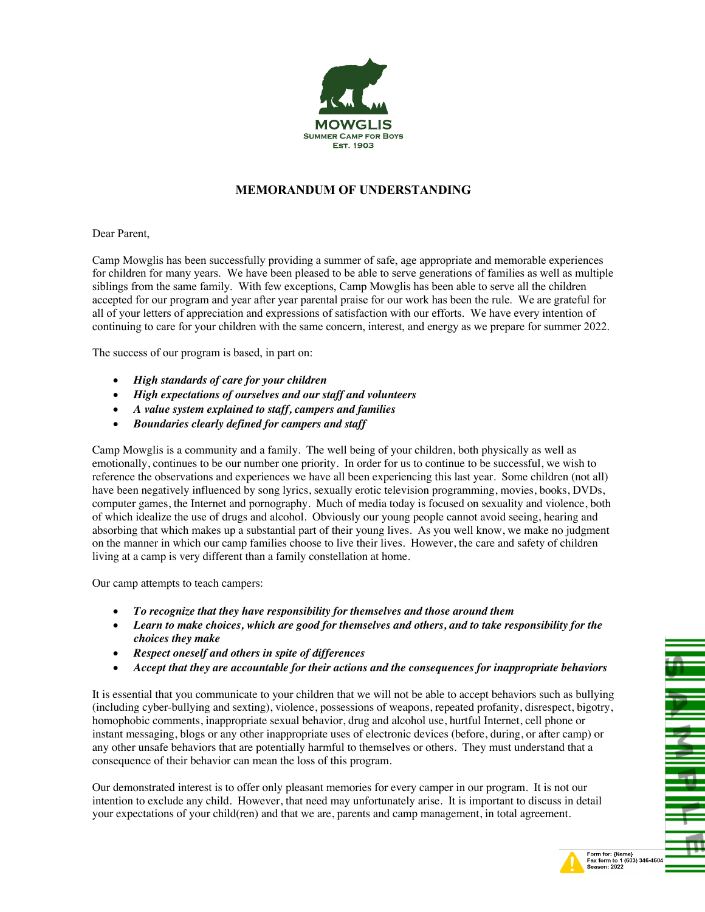MOWGLIS
SUMMER CAMP FOR BOYS
EST. 1903

# MEMORANDUM OF UNDERSTANDING

Dear Parent,

Camp Mowglis has been successfully providing a summer of safe, age appropriate and memorable experiences for children for many years. We have been pleased to be able to serve generations of families as well as multiple siblings from the same family. With few exceptions, Camp Mowglis has been able to serve all the children accepted for our program and year after year parental praise for our work has been the rule. We are grateful for all of your letters of appreciation and expressions of satisfaction with our efforts. We have every intention of continuing to care for your children with the same concern, interest, and energy as we prepare for summer 2022.

The success of our program is based, in part on:

- ***High standards of care for your children***
- ***High expectations of ourselves and our staff and volunteers***
- ***A value system explained to staff, campers and families***
- ***Boundaries clearly defined for campers and staff***

Camp Mowglis is a community and a family. The well being of your children, both physically as well as emotionally, continues to be our number one priority. In order for us to continue to be successful, we wish to reference the observations and experiences we have all been experiencing this last year. Some children (not all) have been negatively influenced by song lyrics, sexually erotic television programming, movies, books, DVDs, computer games, the Internet and pornography. Much of media today is focused on sexuality and violence, both of which idealize the use of drugs and alcohol. Obviously our young people cannot avoid seeing, hearing and absorbing that which makes up a substantial part of their young lives. As you well know, we make no judgment on the manner in which our camp families choose to live their lives. However, the care and safety of children living at a camp is very different than a family constellation at home.

Our camp attempts to teach campers:

- ***To recognize that they have responsibility for themselves and those around them***
- ***Learn to make choices, which are good for themselves and others, and to take responsibility for the choices they make***
- ***Respect oneself and others in spite of differences***
- ***Accept that they are accountable for their actions and the consequences for inappropriate behaviors***

It is essential that you communicate to your children that we will not be able to accept behaviors such as bullying (including cyber-bullying and sexting), violence, possessions of weapons, repeated profanity, disrespect, bigotry, homophobic comments, inappropriate sexual behavior, drug and alcohol use, hurtful Internet, cell phone or instant messaging, blogs or any other inappropriate uses of electronic devices (before, during, or after camp) or any other unsafe behaviors that are potentially harmful to themselves or others. They must understand that a consequence of their behavior can mean the loss of this program.

Our demonstrated interest is to offer only pleasant memories for every camper in our program. It is not our intention to exclude any child. However, that need may unfortunately arise. It is important to discuss in detail your expectations of your child(ren) and that we are, parents and camp management, in total agreement.

Form for: {Name}
Fax form to 1 (603) 346-4604
Season: 2022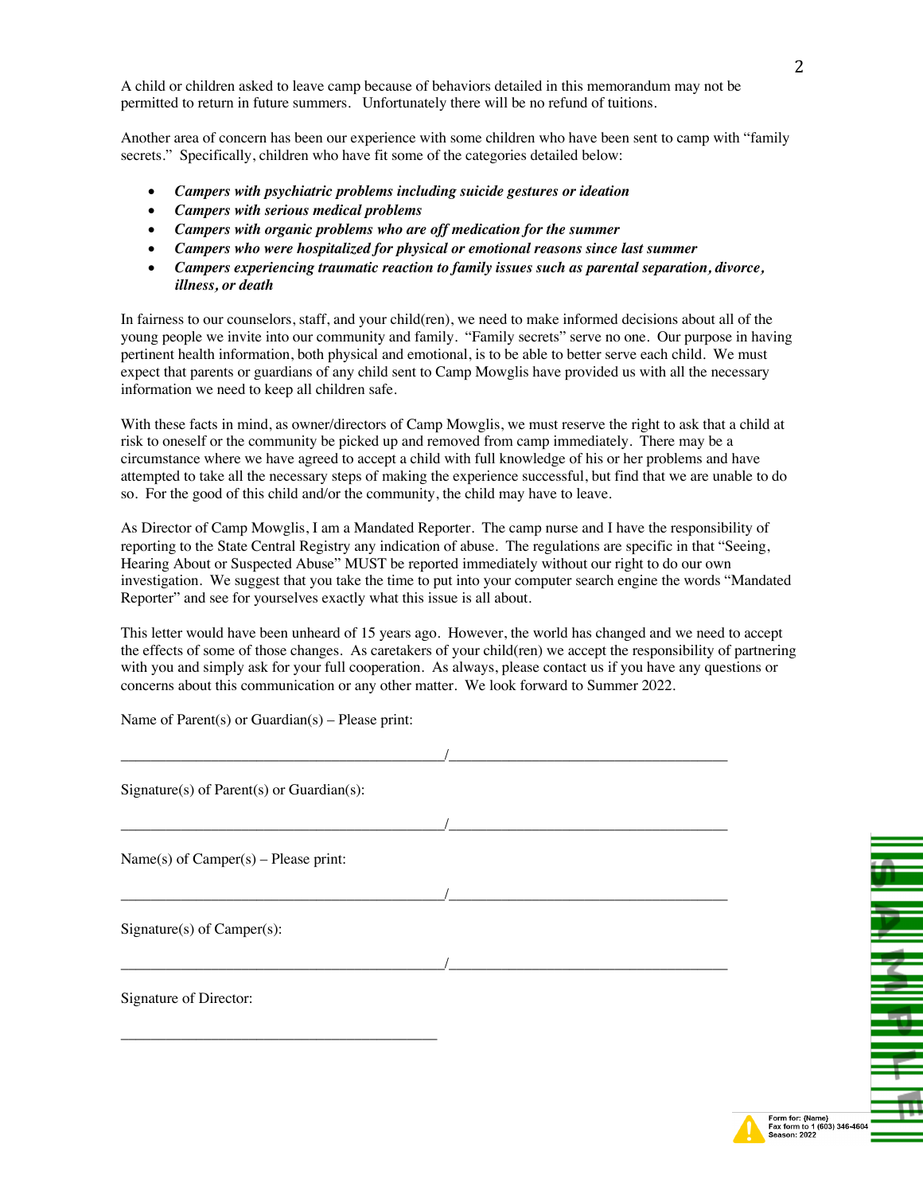A child or children asked to leave camp because of behaviors detailed in this memorandum may not be permitted to return in future summers. Unfortunately there will be no refund of tuitions.

Another area of concern has been our experience with some children who have been sent to camp with "family secrets." Specifically, children who have fit some of the categories detailed below:

- ***Campers with psychiatric problems including suicide gestures or ideation***
- ***Campers with serious medical problems***
- ***Campers with organic problems who are off medication for the summer***
- ***Campers who were hospitalized for physical or emotional reasons since last summer***
- ***Campers experiencing traumatic reaction to family issues such as parental separation, divorce, illness, or death***

In fairness to our counselors, staff, and your child(ren), we need to make informed decisions about all of the young people we invite into our community and family. "Family secrets" serve no one. Our purpose in having pertinent health information, both physical and emotional, is to be able to better serve each child. We must expect that parents or guardians of any child sent to Camp Mowglis have provided us with all the necessary information we need to keep all children safe.

With these facts in mind, as owner/directors of Camp Mowglis, we must reserve the right to ask that a child at risk to oneself or the community be picked up and removed from camp immediately. There may be a circumstance where we have agreed to accept a child with full knowledge of his or her problems and have attempted to take all the necessary steps of making the experience successful, but find that we are unable to do so. For the good of this child and/or the community, the child may have to leave.

As Director of Camp Mowglis, I am a Mandated Reporter. The camp nurse and I have the responsibility of reporting to the State Central Registry any indication of abuse. The regulations are specific in that "Seeing, Hearing About or Suspected Abuse" MUST be reported immediately without our right to do our own investigation. We suggest that you take the time to put into your computer search engine the words "Mandated Reporter" and see for yourselves exactly what this issue is all about.

This letter would have been unheard of 15 years ago. However, the world has changed and we need to accept the effects of some of those changes. As caretakers of your child(ren) we accept the responsibility of partnering with you and simply ask for your full cooperation. As always, please contact us if you have any questions or concerns about this communication or any other matter. We look forward to Summer 2022.

Name of Parent(s) or Guardian(s) – Please print:

\_\_\_\_\_\_\_\_\_\_\_\_\_\_\_\_\_\_\_\_\_\_\_\_\_\_\_\_\_\_\_\_\_\_\_\_/\_\_\_\_\_\_\_\_\_\_\_\_\_\_\_\_\_\_\_\_\_\_\_\_\_\_\_\_\_\_\_\_\_\_\_\_

Signature(s) of Parent(s) or Guardian(s):

\_\_\_\_\_\_\_\_\_\_\_\_\_\_\_\_\_\_\_\_\_\_\_\_\_\_\_\_\_\_\_\_\_\_\_\_/\_\_\_\_\_\_\_\_\_\_\_\_\_\_\_\_\_\_\_\_\_\_\_\_\_\_\_\_\_\_\_\_\_\_\_\_

Name(s) of Camper(s) – Please print:

\_\_\_\_\_\_\_\_\_\_\_\_\_\_\_\_\_\_\_\_\_\_\_\_\_\_\_\_\_\_\_\_\_\_\_\_/\_\_\_\_\_\_\_\_\_\_\_\_\_\_\_\_\_\_\_\_\_\_\_\_\_\_\_\_\_\_\_\_\_\_\_\_

Signature(s) of Camper(s):

\_\_\_\_\_\_\_\_\_\_\_\_\_\_\_\_\_\_\_\_\_\_\_\_\_\_\_\_\_\_\_\_\_\_\_\_/\_\_\_\_\_\_\_\_\_\_\_\_\_\_\_\_\_\_\_\_\_\_\_\_\_\_\_\_\_\_\_\_\_\_\_\_

Signature of Director:

\_\_\_\_\_\_\_\_\_\_\_\_\_\_\_\_\_\_\_\_\_\_\_\_\_\_\_\_\_\_\_\_\_\_\_\_

Form for: {Name}
Fax form to 1 (603) 346-4604
Season: 2022

SAMPLE